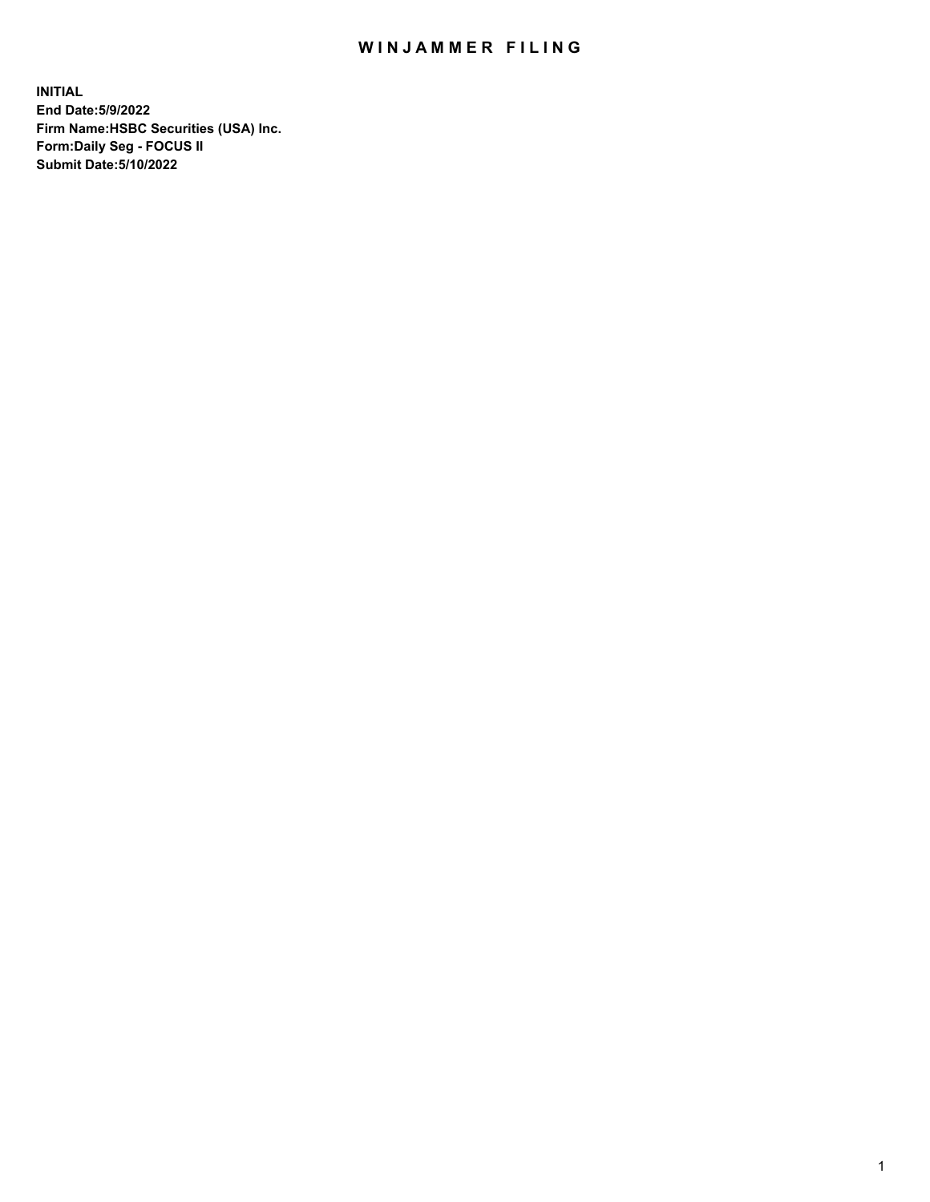# WINJAMMER FILING

**INITIAL**
**End Date:5/9/2022**
**Firm Name:HSBC Securities (USA) Inc.**
**Form:Daily Seg - FOCUS II**
**Submit Date:5/10/2022**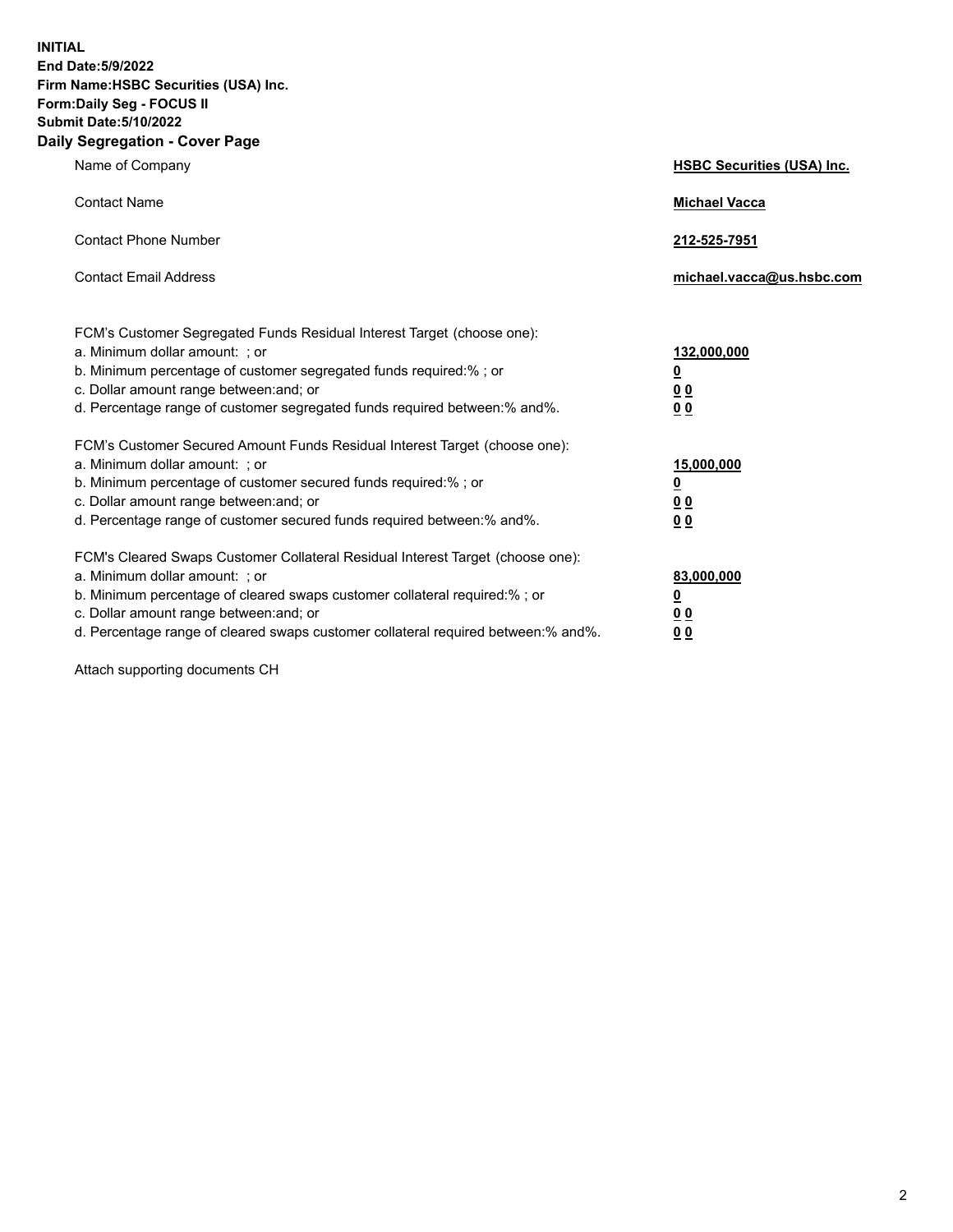**INITIAL**
**End Date:5/9/2022**
**Firm Name:HSBC Securities (USA) Inc.**
**Form:Daily Seg - FOCUS II**
**Submit Date:5/10/2022**

## Daily Segregation - Cover Page

| | |
|---|---|
| Name of Company | **HSBC Securities (USA) Inc.** |
| Contact Name | **Michael Vacca** |
| Contact Phone Number | **212-525-7951** |
| Contact Email Address | **michael.vacca@us.hsbc.com** |

| | |
|---|---|
| FCM's Customer Segregated Funds Residual Interest Target (choose one): | |
| a. Minimum dollar amount: ; or | **132,000,000** |
| b. Minimum percentage of customer segregated funds required:% ; or | **0** |
| c. Dollar amount range between:and; or | **0 0** |
| d. Percentage range of customer segregated funds required between:% and%. | **0 0** |
| FCM's Customer Secured Amount Funds Residual Interest Target (choose one): | |
| a. Minimum dollar amount: ; or | **15,000,000** |
| b. Minimum percentage of customer secured funds required:% ; or | **0** |
| c. Dollar amount range between:and; or | **0 0** |
| d. Percentage range of customer secured funds required between:% and%. | **0 0** |
| FCM's Cleared Swaps Customer Collateral Residual Interest Target (choose one): | |
| a. Minimum dollar amount: ; or | **83,000,000** |
| b. Minimum percentage of cleared swaps customer collateral required:% ; or | **0** |
| c. Dollar amount range between:and; or | **0 0** |
| d. Percentage range of cleared swaps customer collateral required between:% and%. | **0 0** |

Attach supporting documents CH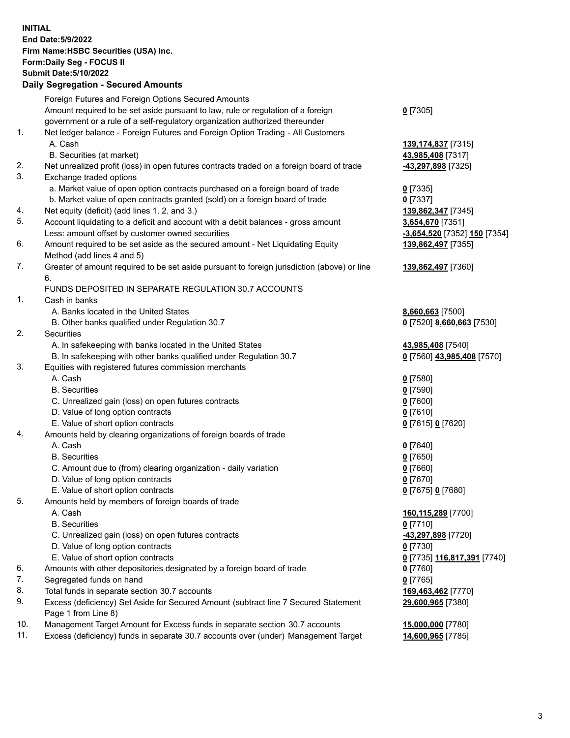**INITIAL**
**End Date:5/9/2022**
**Firm Name:HSBC Securities (USA) Inc.**
**Form:Daily Seg - FOCUS II**
**Submit Date:5/10/2022**

## Daily Segregation - Secured Amounts

| | | |
|---|---|---|
| | Foreign Futures and Foreign Options Secured Amounts | |
| | Amount required to be set aside pursuant to law, rule or regulation of a foreign government or a rule of a self-regulatory organization authorized thereunder | **0** [7305] |
| 1. | Net ledger balance - Foreign Futures and Foreign Option Trading - All Customers | |
| | A. Cash | **139,174,837** [7315] |
| | B. Securities (at market) | **43,985,408** [7317] |
| 2. | Net unrealized profit (loss) in open futures contracts traded on a foreign board of trade | **-43,297,898** [7325] |
| 3. | Exchange traded options | |
| | a. Market value of open option contracts purchased on a foreign board of trade | **0** [7335] |
| | b. Market value of open contracts granted (sold) on a foreign board of trade | **0** [7337] |
| 4. | Net equity (deficit) (add lines 1. 2. and 3.) | **139,862,347** [7345] |
| 5. | Account liquidating to a deficit and account with a debit balances - gross amount | **3,654,670** [7351] |
| | Less: amount offset by customer owned securities | **-3,654,520** [7352] **150** [7354] |
| 6. | Amount required to be set aside as the secured amount - Net Liquidating Equity Method (add lines 4 and 5) | **139,862,497** [7355] |
| 7. | Greater of amount required to be set aside pursuant to foreign jurisdiction (above) or line 6. | **139,862,497** [7360] |
| | FUNDS DEPOSITED IN SEPARATE REGULATION 30.7 ACCOUNTS | |
| 1. | Cash in banks | |
| | A. Banks located in the United States | **8,660,663** [7500] |
| | B. Other banks qualified under Regulation 30.7 | **0** [7520] **8,660,663** [7530] |
| 2. | Securities | |
| | A. In safekeeping with banks located in the United States | **43,985,408** [7540] |
| | B. In safekeeping with other banks qualified under Regulation 30.7 | **0** [7560] **43,985,408** [7570] |
| 3. | Equities with registered futures commission merchants | |
| | A. Cash | **0** [7580] |
| | B. Securities | **0** [7590] |
| | C. Unrealized gain (loss) on open futures contracts | **0** [7600] |
| | D. Value of long option contracts | **0** [7610] |
| | E. Value of short option contracts | **0** [7615] **0** [7620] |
| 4. | Amounts held by clearing organizations of foreign boards of trade | |
| | A. Cash | **0** [7640] |
| | B. Securities | **0** [7650] |
| | C. Amount due to (from) clearing organization - daily variation | **0** [7660] |
| | D. Value of long option contracts | **0** [7670] |
| | E. Value of short option contracts | **0** [7675] **0** [7680] |
| 5. | Amounts held by members of foreign boards of trade | |
| | A. Cash | **160,115,289** [7700] |
| | B. Securities | **0** [7710] |
| | C. Unrealized gain (loss) on open futures contracts | **-43,297,898** [7720] |
| | D. Value of long option contracts | **0** [7730] |
| | E. Value of short option contracts | **0** [7735] **116,817,391** [7740] |
| 6. | Amounts with other depositories designated by a foreign board of trade | **0** [7760] |
| 7. | Segregated funds on hand | **0** [7765] |
| 8. | Total funds in separate section 30.7 accounts | **169,463,462** [7770] |
| 9. | Excess (deficiency) Set Aside for Secured Amount (subtract line 7 Secured Statement Page 1 from Line 8) | **29,600,965** [7380] |
| 10. | Management Target Amount for Excess funds in separate section 30.7 accounts | **15,000,000** [7780] |
| 11. | Excess (deficiency) funds in separate 30.7 accounts over (under) Management Target | **14,600,965** [7785] |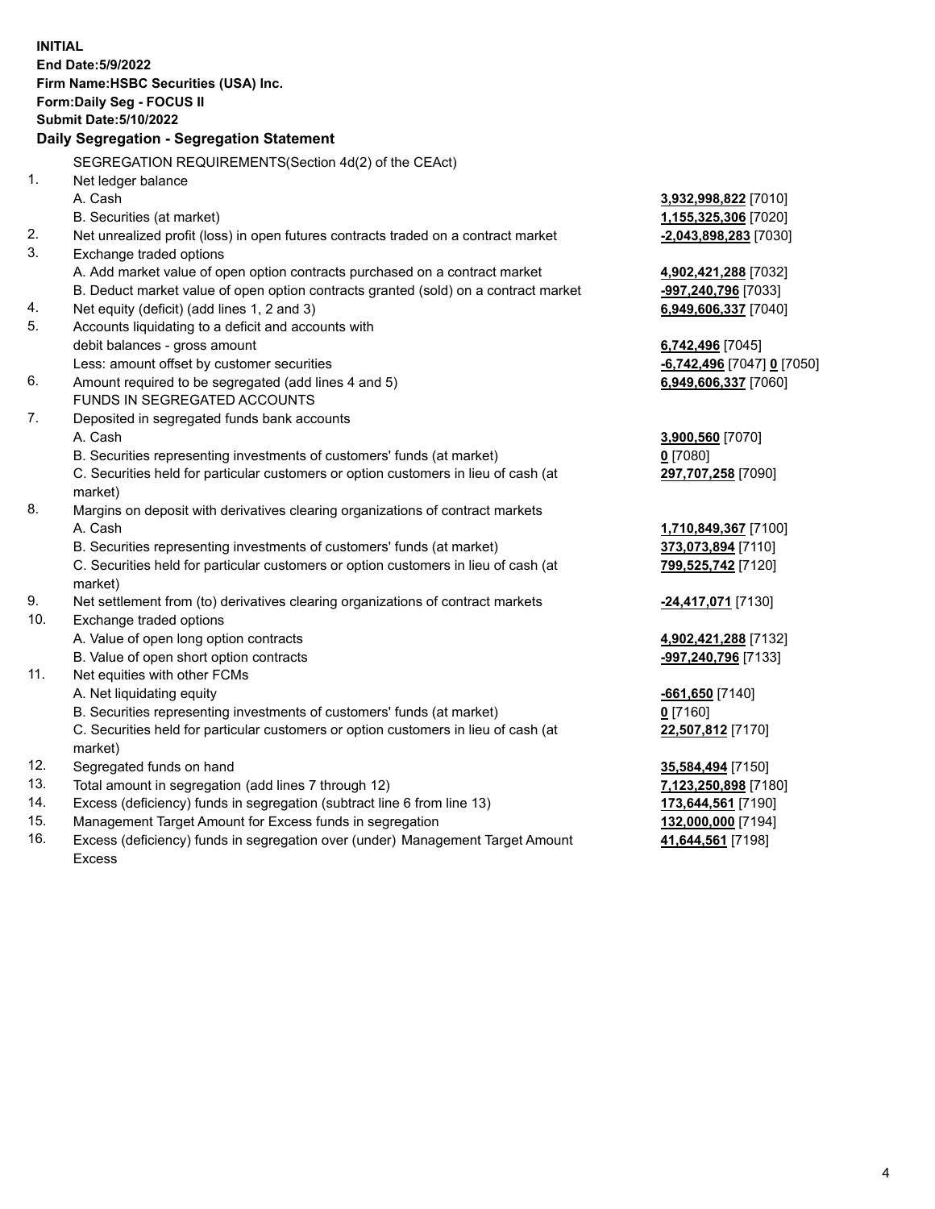**INITIAL**
**End Date:5/9/2022**
**Firm Name:HSBC Securities (USA) Inc.**
**Form:Daily Seg - FOCUS II**
**Submit Date:5/10/2022**

## Daily Segregation - Segregation Statement

| | | |
|---|---|---|
| | SEGREGATION REQUIREMENTS(Section 4d(2) of the CEAct) | |
| 1. | Net ledger balance | |
| | A. Cash | **3,932,998,822** [7010] |
| | B. Securities (at market) | **1,155,325,306** [7020] |
| 2. | Net unrealized profit (loss) in open futures contracts traded on a contract market | **-2,043,898,283** [7030] |
| 3. | Exchange traded options | |
| | A. Add market value of open option contracts purchased on a contract market | **4,902,421,288** [7032] |
| | B. Deduct market value of open option contracts granted (sold) on a contract market | **-997,240,796** [7033] |
| 4. | Net equity (deficit) (add lines 1, 2 and 3) | **6,949,606,337** [7040] |
| 5. | Accounts liquidating to a deficit and accounts with | |
| | debit balances - gross amount | **6,742,496** [7045] |
| | Less: amount offset by customer securities | **-6,742,496** [7047] **0** [7050] |
| 6. | Amount required to be segregated (add lines 4 and 5) | **6,949,606,337** [7060] |
| | FUNDS IN SEGREGATED ACCOUNTS | |
| 7. | Deposited in segregated funds bank accounts | |
| | A. Cash | **3,900,560** [7070] |
| | B. Securities representing investments of customers' funds (at market) | **0** [7080] |
| | C. Securities held for particular customers or option customers in lieu of cash (at market) | **297,707,258** [7090] |
| 8. | Margins on deposit with derivatives clearing organizations of contract markets | |
| | A. Cash | **1,710,849,367** [7100] |
| | B. Securities representing investments of customers' funds (at market) | **373,073,894** [7110] |
| | C. Securities held for particular customers or option customers in lieu of cash (at market) | **799,525,742** [7120] |
| 9. | Net settlement from (to) derivatives clearing organizations of contract markets | **-24,417,071** [7130] |
| 10. | Exchange traded options | |
| | A. Value of open long option contracts | **4,902,421,288** [7132] |
| | B. Value of open short option contracts | **-997,240,796** [7133] |
| 11. | Net equities with other FCMs | |
| | A. Net liquidating equity | **-661,650** [7140] |
| | B. Securities representing investments of customers' funds (at market) | **0** [7160] |
| | C. Securities held for particular customers or option customers in lieu of cash (at market) | **22,507,812** [7170] |
| 12. | Segregated funds on hand | **35,584,494** [7150] |
| 13. | Total amount in segregation (add lines 7 through 12) | **7,123,250,898** [7180] |
| 14. | Excess (deficiency) funds in segregation (subtract line 6 from line 13) | **173,644,561** [7190] |
| 15. | Management Target Amount for Excess funds in segregation | **132,000,000** [7194] |
| 16. | Excess (deficiency) funds in segregation over (under) Management Target Amount Excess | **41,644,561** [7198] |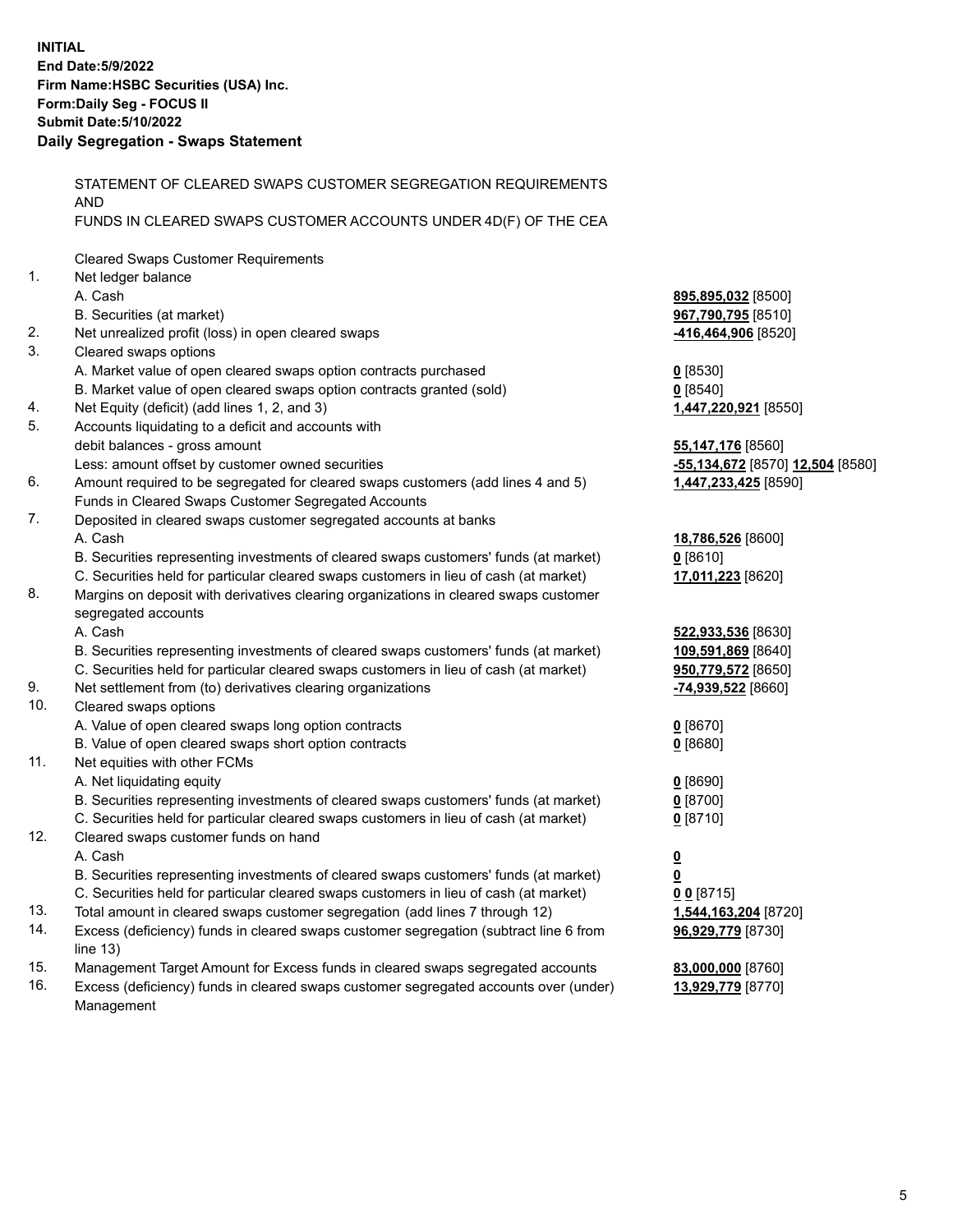**INITIAL**
**End Date:5/9/2022**
**Firm Name:HSBC Securities (USA) Inc.**
**Form:Daily Seg - FOCUS II**
**Submit Date:5/10/2022**
**Daily Segregation - Swaps Statement**

STATEMENT OF CLEARED SWAPS CUSTOMER SEGREGATION REQUIREMENTS AND FUNDS IN CLEARED SWAPS CUSTOMER ACCOUNTS UNDER 4D(F) OF THE CEA

| | | |
|---|---|---|
| | Cleared Swaps Customer Requirements | |
| 1. | Net ledger balance | |
| | A. Cash | **895,895,032** [8500] |
| | B. Securities (at market) | **967,790,795** [8510] |
| 2. | Net unrealized profit (loss) in open cleared swaps | **-416,464,906** [8520] |
| 3. | Cleared swaps options | |
| | A. Market value of open cleared swaps option contracts purchased | **0** [8530] |
| | B. Market value of open cleared swaps option contracts granted (sold) | **0** [8540] |
| 4. | Net Equity (deficit) (add lines 1, 2, and 3) | **1,447,220,921** [8550] |
| 5. | Accounts liquidating to a deficit and accounts with debit balances - gross amount | **55,147,176** [8560] |
| | Less: amount offset by customer owned securities | **-55,134,672** [8570] **12,504** [8580] |
| 6. | Amount required to be segregated for cleared swaps customers (add lines 4 and 5) | **1,447,233,425** [8590] |
| | Funds in Cleared Swaps Customer Segregated Accounts | |
| 7. | Deposited in cleared swaps customer segregated accounts at banks | |
| | A. Cash | **18,786,526** [8600] |
| | B. Securities representing investments of cleared swaps customers' funds (at market) | **0** [8610] |
| | C. Securities held for particular cleared swaps customers in lieu of cash (at market) | **17,011,223** [8620] |
| 8. | Margins on deposit with derivatives clearing organizations in cleared swaps customer segregated accounts | |
| | A. Cash | **522,933,536** [8630] |
| | B. Securities representing investments of cleared swaps customers' funds (at market) | **109,591,869** [8640] |
| | C. Securities held for particular cleared swaps customers in lieu of cash (at market) | **950,779,572** [8650] |
| 9. | Net settlement from (to) derivatives clearing organizations | **-74,939,522** [8660] |
| 10. | Cleared swaps options | |
| | A. Value of open cleared swaps long option contracts | **0** [8670] |
| | B. Value of open cleared swaps short option contracts | **0** [8680] |
| 11. | Net equities with other FCMs | |
| | A. Net liquidating equity | **0** [8690] |
| | B. Securities representing investments of cleared swaps customers' funds (at market) | **0** [8700] |
| | C. Securities held for particular cleared swaps customers in lieu of cash (at market) | **0** [8710] |
| 12. | Cleared swaps customer funds on hand | |
| | A. Cash | **0** |
| | B. Securities representing investments of cleared swaps customers' funds (at market) | **0** |
| | C. Securities held for particular cleared swaps customers in lieu of cash (at market) | **0** **0** [8715] |
| 13. | Total amount in cleared swaps customer segregation (add lines 7 through 12) | **1,544,163,204** [8720] |
| 14. | Excess (deficiency) funds in cleared swaps customer segregation (subtract line 6 from line 13) | **96,929,779** [8730] |
| 15. | Management Target Amount for Excess funds in cleared swaps segregated accounts | **83,000,000** [8760] |
| 16. | Excess (deficiency) funds in cleared swaps customer segregated accounts over (under) Management | **13,929,779** [8770] |